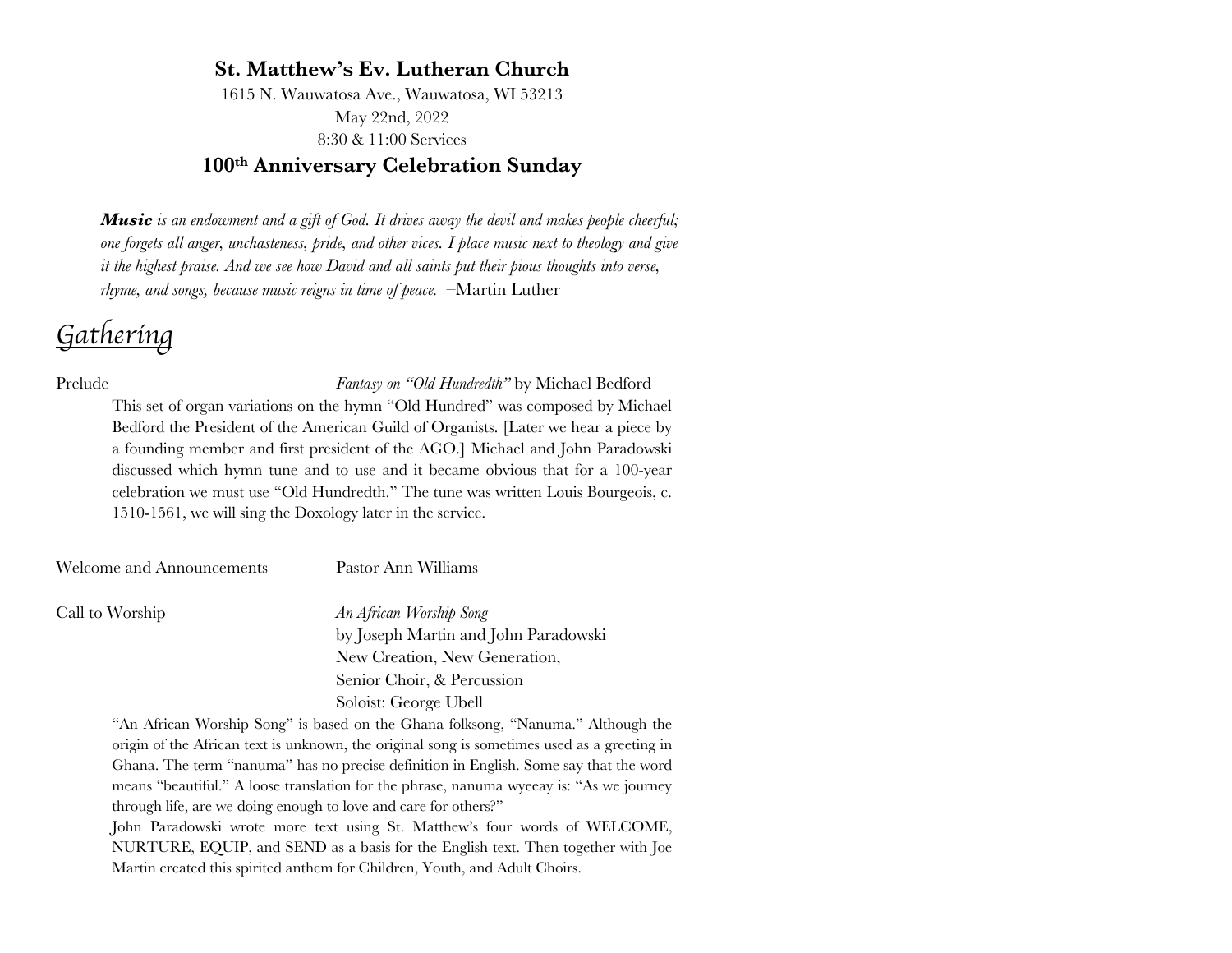# St. Matthew's Ev. Lutheran Church

1615 N. Wauwatosa Ave., Wauwatosa, WI 53213
May 22nd, 2022
8:30 & 11:00 Services

## 100th Anniversary Celebration Sunday

***Music*** *is an endowment and a gift of God. It drives away the devil and makes people cheerful; one forgets all anger, unchasteness, pride, and other vices. I place music next to theology and give it the highest praise. And we see how David and all saints put their pious thoughts into verse, rhyme, and songs, because music reigns in time of peace.* –Martin Luther

## *Gathering*

Prelude *Fantasy on "Old Hundredth"* by Michael Bedford

This set of organ variations on the hymn "Old Hundred" was composed by Michael Bedford the President of the American Guild of Organists. [Later we hear a piece by a founding member and first president of the AGO.] Michael and John Paradowski discussed which hymn tune and to use and it became obvious that for a 100-year celebration we must use "Old Hundredth." The tune was written Louis Bourgeois, c. 1510-1561, we will sing the Doxology later in the service.

Welcome and Announcements Pastor Ann Williams

Call to Worship *An African Worship Song*
by Joseph Martin and John Paradowski
New Creation, New Generation,
Senior Choir, & Percussion
Soloist: George Ubell

"An African Worship Song" is based on the Ghana folksong, "Nanuma." Although the origin of the African text is unknown, the original song is sometimes used as a greeting in Ghana. The term "nanuma" has no precise definition in English. Some say that the word means "beautiful." A loose translation for the phrase, nanuma wyeeay is: "As we journey through life, are we doing enough to love and care for others?"

John Paradowski wrote more text using St. Matthew's four words of WELCOME, NURTURE, EQUIP, and SEND as a basis for the English text. Then together with Joe Martin created this spirited anthem for Children, Youth, and Adult Choirs.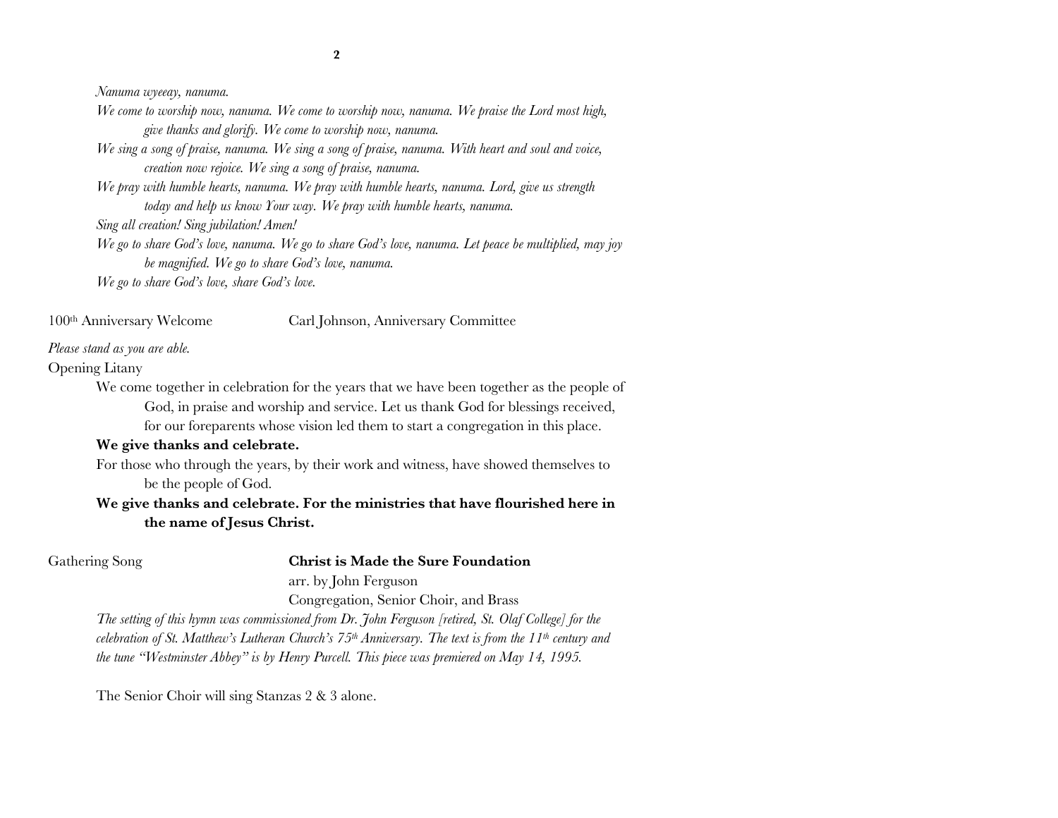*Nanuma wyeeay, nanuma.*

*We come to worship now, nanuma. We come to worship now, nanuma. We praise the Lord most high, give thanks and glorify. We come to worship now, nanuma.*

*We sing a song of praise, nanuma. We sing a song of praise, nanuma. With heart and soul and voice, creation now rejoice. We sing a song of praise, nanuma.*

*We pray with humble hearts, nanuma. We pray with humble hearts, nanuma. Lord, give us strength today and help us know Your way. We pray with humble hearts, nanuma.*

*Sing all creation! Sing jubilation! Amen!*

*We go to share God's love, nanuma. We go to share God's love, nanuma. Let peace be multiplied, may joy be magnified. We go to share God's love, nanuma.*

*We go to share God's love, share God's love.*

100th Anniversary Welcome — Carl Johnson, Anniversary Committee

*Please stand as you are able.*

Opening Litany

We come together in celebration for the years that we have been together as the people of God, in praise and worship and service. Let us thank God for blessings received, for our foreparents whose vision led them to start a congregation in this place.

**We give thanks and celebrate.**

For those who through the years, by their work and witness, have showed themselves to be the people of God.

**We give thanks and celebrate. For the ministries that have flourished here in the name of Jesus Christ.**

Gathering Song — **Christ is Made the Sure Foundation**
arr. by John Ferguson
Congregation, Senior Choir, and Brass

*The setting of this hymn was commissioned from Dr. John Ferguson [retired, St. Olaf College] for the celebration of St. Matthew's Lutheran Church's 75th Anniversary. The text is from the 11th century and the tune "Westminster Abbey" is by Henry Purcell. This piece was premiered on May 14, 1995.*

The Senior Choir will sing Stanzas 2 & 3 alone.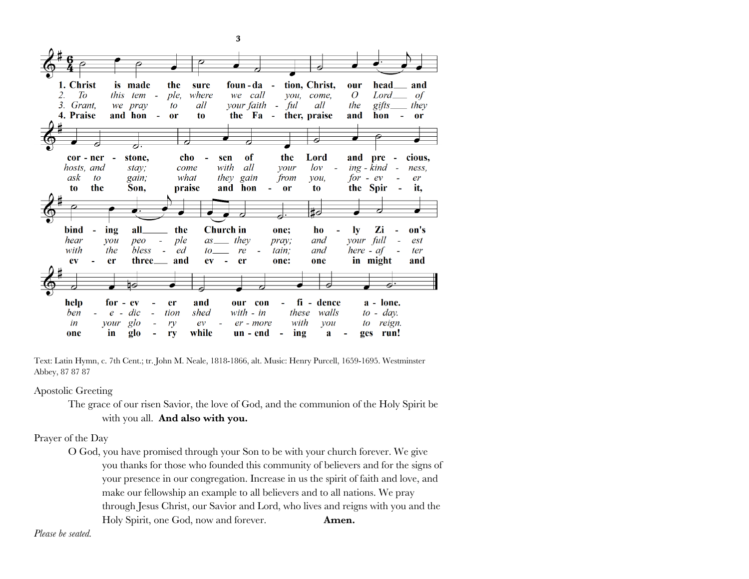1. Christ is made the sure foundation, Christ, our head and cornerstone, chosen of the Lord and precious, binding all the Church in one; holy Zion's help forever and our confidence alone.

2. To this temple, where we call you, come, O Lord of hosts, and stay; come with all your loving-kindness, hear your people as they pray; and your fullest benediction shed within these walls today.

3. Grant, we pray to all your faithful all the gifts they ask to gain; what they gain from you, forever with the blessed to retain; and hereafter in your glory evermore with you to reign.

4. Praise and honor to the Father, praise and honor to the Son, praise and honor to the Spirit, ever three and ever one: one in might and one in glory while unending ages run!

Text: Latin Hymn, c. 7th Cent.; tr. John M. Neale, 1818-1866, alt. Music: Henry Purcell, 1659-1695. Westminster Abbey, 87 87 87

Apostolic Greeting

The grace of our risen Savior, the love of God, and the communion of the Holy Spirit be with you all. **And also with you.**

Prayer of the Day

O God, you have promised through your Son to be with your church forever. We give you thanks for those who founded this community of believers and for the signs of your presence in our congregation. Increase in us the spirit of faith and love, and make our fellowship an example to all believers and to all nations. We pray through Jesus Christ, our Savior and Lord, who lives and reigns with you and the Holy Spirit, one God, now and forever. **Amen.**

*Please be seated.*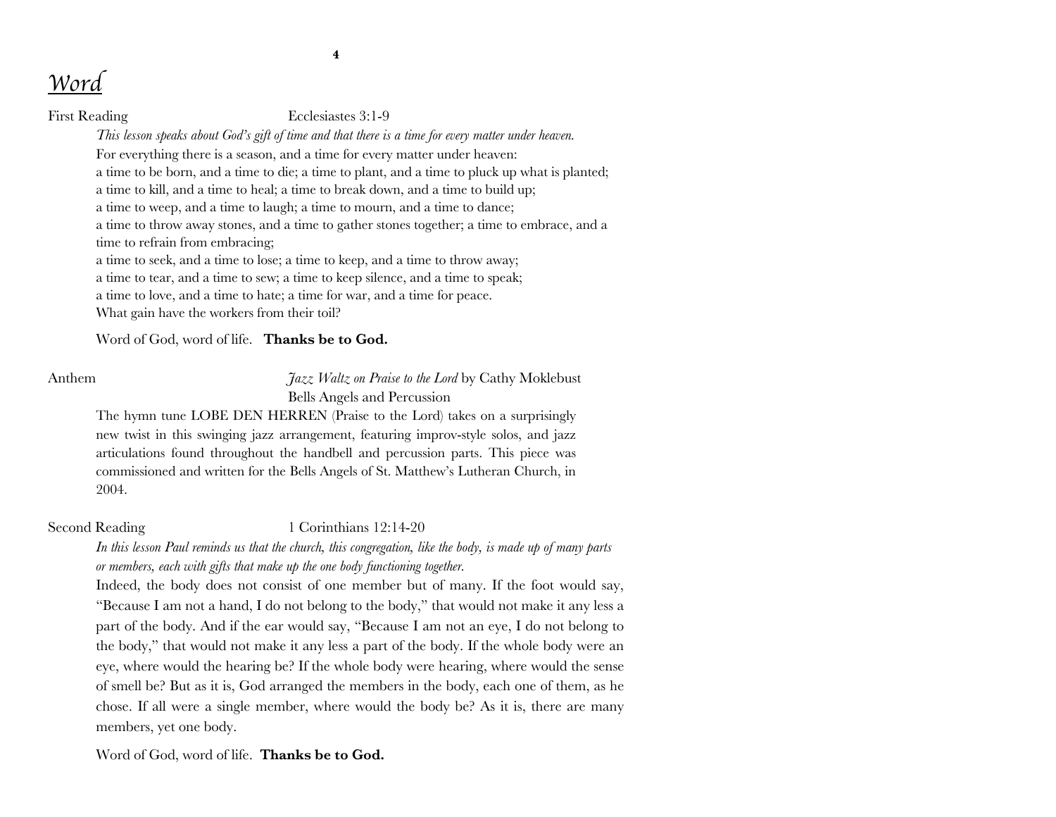# *Word*

First Reading Ecclesiastes 3:1-9

*This lesson speaks about God's gift of time and that there is a time for every matter under heaven.*

For everything there is a season, and a time for every matter under heaven:
a time to be born, and a time to die; a time to plant, and a time to pluck up what is planted;
a time to kill, and a time to heal; a time to break down, and a time to build up;
a time to weep, and a time to laugh; a time to mourn, and a time to dance;
a time to throw away stones, and a time to gather stones together; a time to embrace, and a time to refrain from embracing;
a time to seek, and a time to lose; a time to keep, and a time to throw away;
a time to tear, and a time to sew; a time to keep silence, and a time to speak;
a time to love, and a time to hate; a time for war, and a time for peace.
What gain have the workers from their toil?

Word of God, word of life. **Thanks be to God.**

Anthem *Jazz Waltz on Praise to the Lord* by Cathy Moklebust
Bells Angels and Percussion

The hymn tune LOBE DEN HERREN (Praise to the Lord) takes on a surprisingly new twist in this swinging jazz arrangement, featuring improv-style solos, and jazz articulations found throughout the handbell and percussion parts. This piece was commissioned and written for the Bells Angels of St. Matthew's Lutheran Church, in 2004.

Second Reading 1 Corinthians 12:14-20

*In this lesson Paul reminds us that the church, this congregation, like the body, is made up of many parts or members, each with gifts that make up the one body functioning together.*

Indeed, the body does not consist of one member but of many. If the foot would say, "Because I am not a hand, I do not belong to the body," that would not make it any less a part of the body. And if the ear would say, "Because I am not an eye, I do not belong to the body," that would not make it any less a part of the body. If the whole body were an eye, where would the hearing be? If the whole body were hearing, where would the sense of smell be? But as it is, God arranged the members in the body, each one of them, as he chose. If all were a single member, where would the body be? As it is, there are many members, yet one body.

Word of God, word of life. **Thanks be to God.**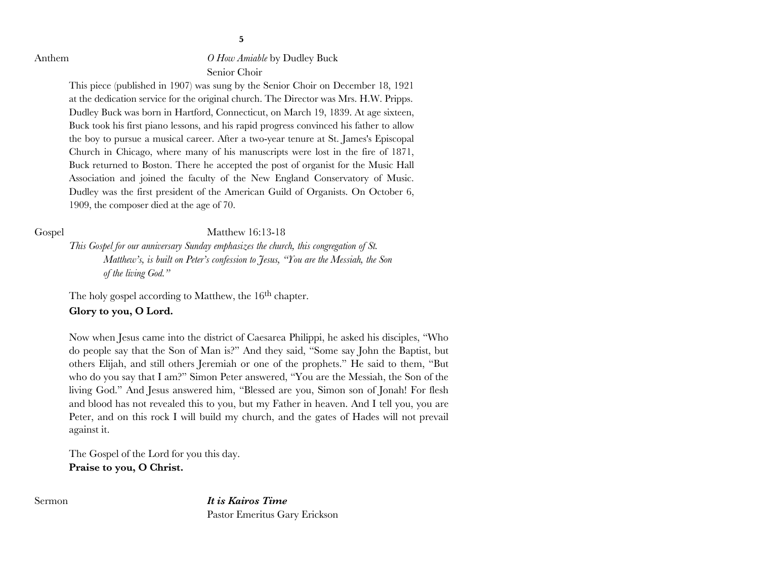Anthem — *O How Amiable* by Dudley Buck
Senior Choir

This piece (published in 1907) was sung by the Senior Choir on December 18, 1921 at the dedication service for the original church. The Director was Mrs. H.W. Pripps. Dudley Buck was born in Hartford, Connecticut, on March 19, 1839. At age sixteen, Buck took his first piano lessons, and his rapid progress convinced his father to allow the boy to pursue a musical career. After a two-year tenure at St. James's Episcopal Church in Chicago, where many of his manuscripts were lost in the fire of 1871, Buck returned to Boston. There he accepted the post of organist for the Music Hall Association and joined the faculty of the New England Conservatory of Music. Dudley was the first president of the American Guild of Organists. On October 6, 1909, the composer died at the age of 70.

Gospel — Matthew 16:13-18

*This Gospel for our anniversary Sunday emphasizes the church, this congregation of St. Matthew's, is built on Peter's confession to Jesus, "You are the Messiah, the Son of the living God."*

The holy gospel according to Matthew, the 16th chapter.
**Glory to you, O Lord.**

Now when Jesus came into the district of Caesarea Philippi, he asked his disciples, "Who do people say that the Son of Man is?" And they said, "Some say John the Baptist, but others Elijah, and still others Jeremiah or one of the prophets." He said to them, "But who do you say that I am?" Simon Peter answered, "You are the Messiah, the Son of the living God." And Jesus answered him, "Blessed are you, Simon son of Jonah! For flesh and blood has not revealed this to you, but my Father in heaven. And I tell you, you are Peter, and on this rock I will build my church, and the gates of Hades will not prevail against it.

The Gospel of the Lord for you this day.
**Praise to you, O Christ.**

Sermon — ***It is Kairos Time***
Pastor Emeritus Gary Erickson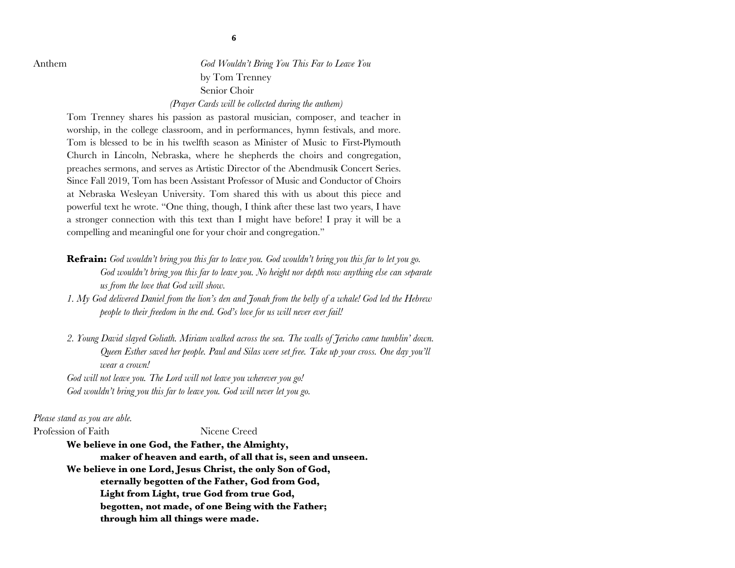Anthem *God Wouldn't Bring You This Far to Leave You*
by Tom Trenney
Senior Choir
*(Prayer Cards will be collected during the anthem)*

Tom Trenney shares his passion as pastoral musician, composer, and teacher in worship, in the college classroom, and in performances, hymn festivals, and more. Tom is blessed to be in his twelfth season as Minister of Music to First-Plymouth Church in Lincoln, Nebraska, where he shepherds the choirs and congregation, preaches sermons, and serves as Artistic Director of the Abendmusik Concert Series. Since Fall 2019, Tom has been Assistant Professor of Music and Conductor of Choirs at Nebraska Wesleyan University. Tom shared this with us about this piece and powerful text he wrote. "One thing, though, I think after these last two years, I have a stronger connection with this text than I might have before! I pray it will be a compelling and meaningful one for your choir and congregation."

**Refrain:** *God wouldn't bring you this far to leave you. God wouldn't bring you this far to let you go. God wouldn't bring you this far to leave you. No height nor depth now anything else can separate us from the love that God will show.*

*1. My God delivered Daniel from the lion's den and Jonah from the belly of a whale! God led the Hebrew people to their freedom in the end. God's love for us will never ever fail!*

*2. Young David slayed Goliath. Miriam walked across the sea. The walls of Jericho came tumblin' down. Queen Esther saved her people. Paul and Silas were set free. Take up your cross. One day you'll wear a crown!*

*God will not leave you. The Lord will not leave you wherever you go!*
*God wouldn't bring you this far to leave you. God will never let you go.*

*Please stand as you are able.*

Profession of Faith Nicene Creed

**We believe in one God, the Father, the Almighty,**
**maker of heaven and earth, of all that is, seen and unseen.**
**We believe in one Lord, Jesus Christ, the only Son of God,**
**eternally begotten of the Father, God from God,**
**Light from Light, true God from true God,**
**begotten, not made, of one Being with the Father;**
**through him all things were made.**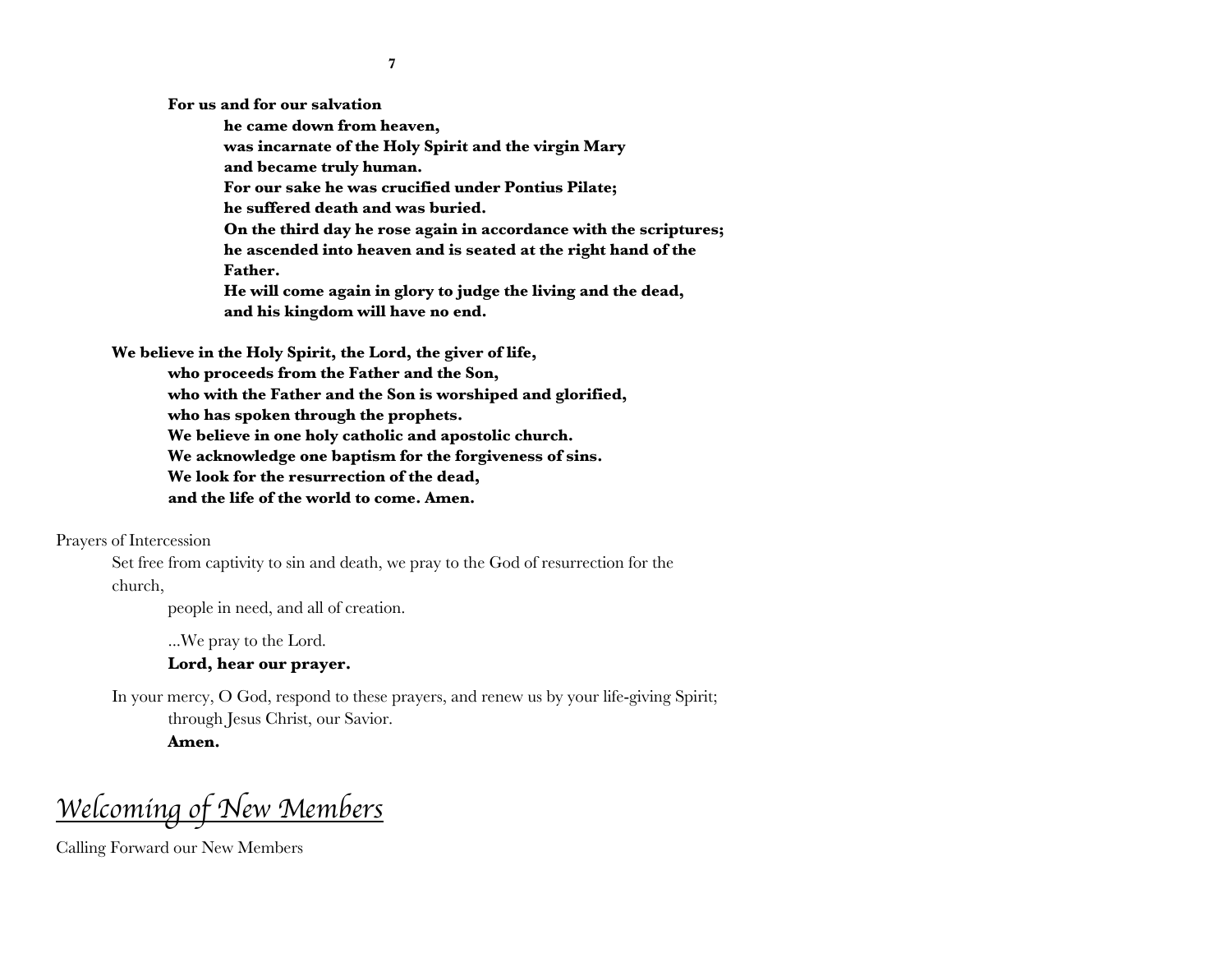**For us and for our salvation**
**he came down from heaven,**
**was incarnate of the Holy Spirit and the virgin Mary**
**and became truly human.**
**For our sake he was crucified under Pontius Pilate;**
**he suffered death and was buried.**
**On the third day he rose again in accordance with the scriptures;**
**he ascended into heaven and is seated at the right hand of the Father.**
**He will come again in glory to judge the living and the dead,**
**and his kingdom will have no end.**

**We believe in the Holy Spirit, the Lord, the giver of life,**
**who proceeds from the Father and the Son,**
**who with the Father and the Son is worshiped and glorified,**
**who has spoken through the prophets.**
**We believe in one holy catholic and apostolic church.**
**We acknowledge one baptism for the forgiveness of sins.**
**We look for the resurrection of the dead,**
**and the life of the world to come. Amen.**

Prayers of Intercession

Set free from captivity to sin and death, we pray to the God of resurrection for the church,
people in need, and all of creation.

...We pray to the Lord.
**Lord, hear our prayer.**

In your mercy, O God, respond to these prayers, and renew us by your life-giving Spirit;
through Jesus Christ, our Savior.
**Amen.**

# *Welcoming of New Members*

Calling Forward our New Members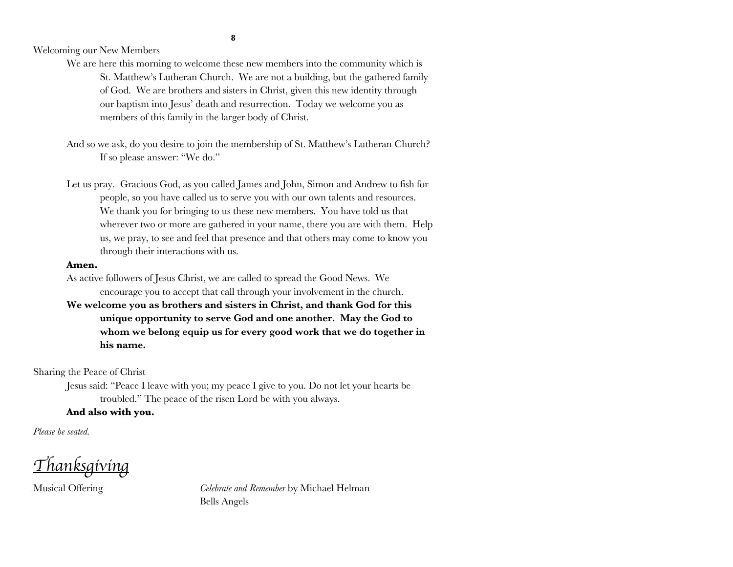Welcoming our New Members

We are here this morning to welcome these new members into the community which is St. Matthew's Lutheran Church. We are not a building, but the gathered family of God. We are brothers and sisters in Christ, given this new identity through our baptism into Jesus' death and resurrection. Today we welcome you as members of this family in the larger body of Christ.

And so we ask, do you desire to join the membership of St. Matthew's Lutheran Church? If so please answer: "We do."

Let us pray. Gracious God, as you called James and John, Simon and Andrew to fish for people, so you have called us to serve you with our own talents and resources. We thank you for bringing to us these new members. You have told us that wherever two or more are gathered in your name, there you are with them. Help us, we pray, to see and feel that presence and that others may come to know you through their interactions with us.

**Amen.**

As active followers of Jesus Christ, we are called to spread the Good News. We encourage you to accept that call through your involvement in the church.

**We welcome you as brothers and sisters in Christ, and thank God for this unique opportunity to serve God and one another. May the God to whom we belong equip us for every good work that we do together in his name.**

Sharing the Peace of Christ

Jesus said: "Peace I leave with you; my peace I give to you. Do not let your hearts be troubled." The peace of the risen Lord be with you always.

**And also with you.**

*Please be seated.*

# Thanksgiving

Musical Offering — *Celebrate and Remember* by Michael Helman
Bells Angels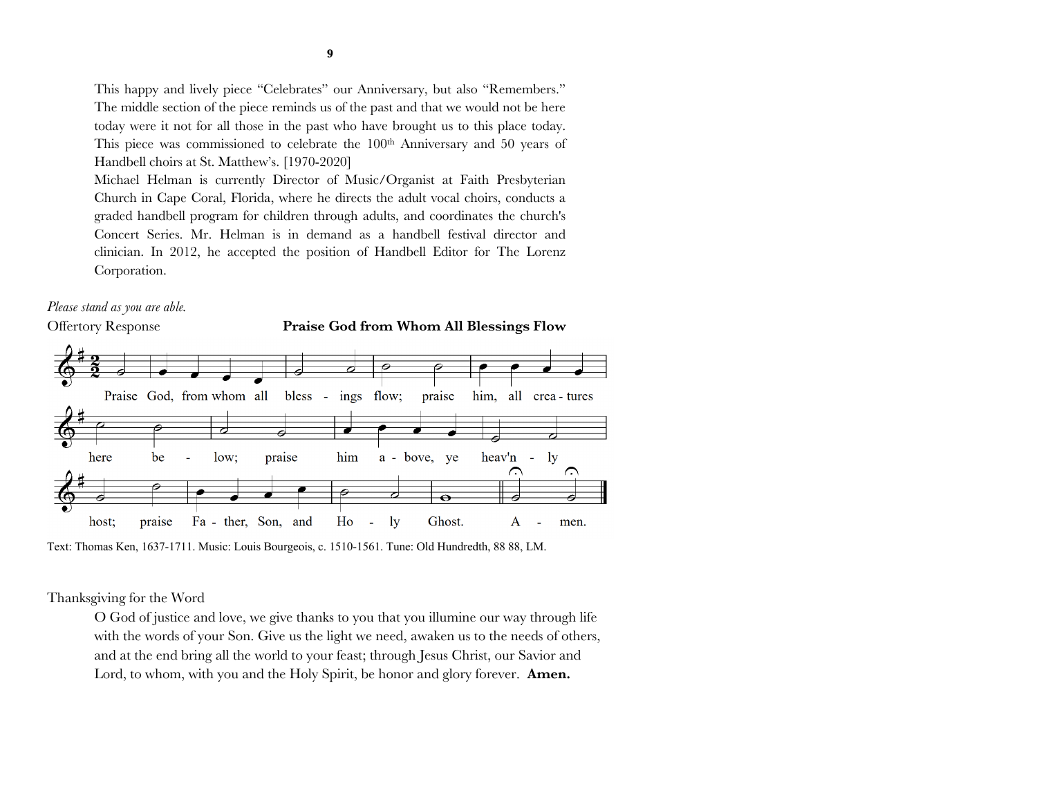This happy and lively piece "Celebrates" our Anniversary, but also "Remembers." The middle section of the piece reminds us of the past and that we would not be here today were it not for all those in the past who have brought us to this place today. This piece was commissioned to celebrate the 100th Anniversary and 50 years of Handbell choirs at St. Matthew's. [1970-2020]

Michael Helman is currently Director of Music/Organist at Faith Presbyterian Church in Cape Coral, Florida, where he directs the adult vocal choirs, conducts a graded handbell program for children through adults, and coordinates the church's Concert Series. Mr. Helman is in demand as a handbell festival director and clinician. In 2012, he accepted the position of Handbell Editor for The Lorenz Corporation.

*Please stand as you are able.*

Offertory Response **Praise God from Whom All Blessings Flow**

Praise God, from whom all blessings flow; praise him, all creatures here below; praise him above, ye heav'nly host; praise Father, Son, and Holy Ghost. Amen.

Text: Thomas Ken, 1637-1711. Music: Louis Bourgeois, c. 1510-1561. Tune: Old Hundredth, 88 88, LM.

Thanksgiving for the Word

O God of justice and love, we give thanks to you that you illumine our way through life with the words of your Son. Give us the light we need, awaken us to the needs of others, and at the end bring all the world to your feast; through Jesus Christ, our Savior and Lord, to whom, with you and the Holy Spirit, be honor and glory forever. **Amen.**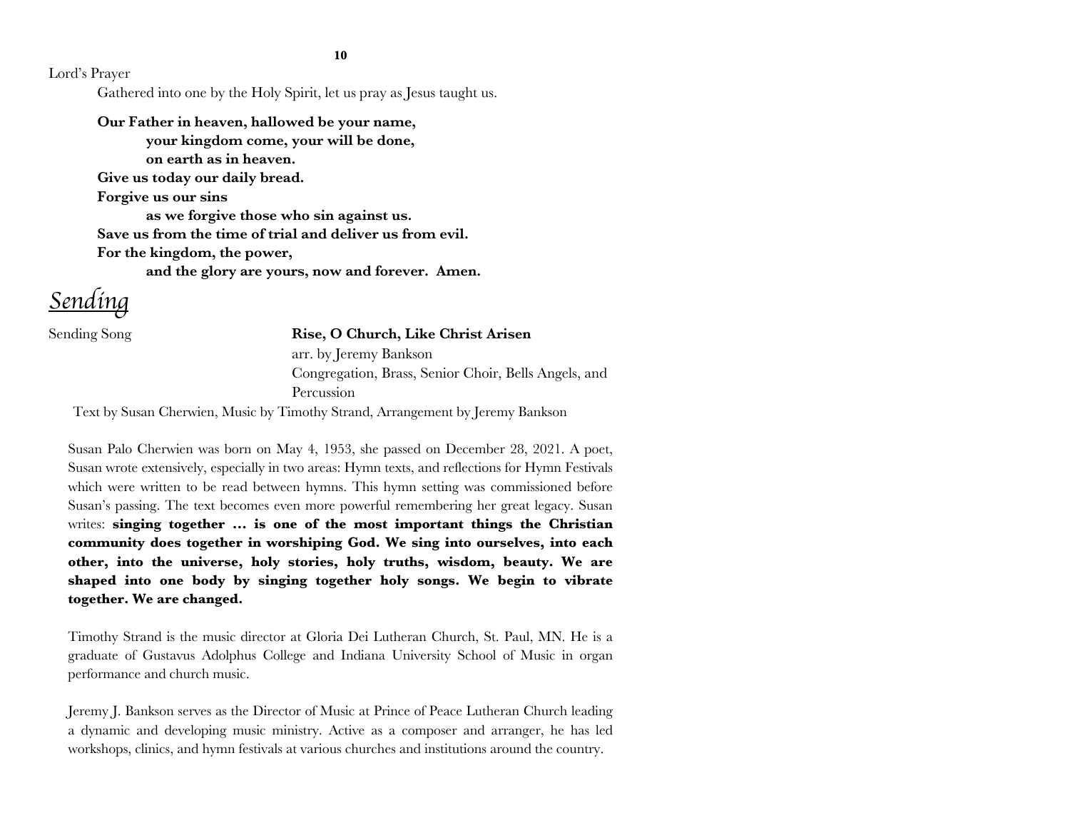Lord's Prayer

Gathered into one by the Holy Spirit, let us pray as Jesus taught us.

**Our Father in heaven, hallowed be your name,**
**your kingdom come, your will be done,**
**on earth as in heaven.**
**Give us today our daily bread.**
**Forgive us our sins**
**as we forgive those who sin against us.**
**Save us from the time of trial and deliver us from evil.**
**For the kingdom, the power,**
**and the glory are yours, now and forever. Amen.**

## *Sending*

Sending Song **Rise, O Church, Like Christ Arisen**
arr. by Jeremy Bankson
Congregation, Brass, Senior Choir, Bells Angels, and Percussion

Text by Susan Cherwien, Music by Timothy Strand, Arrangement by Jeremy Bankson

Susan Palo Cherwien was born on May 4, 1953, she passed on December 28, 2021. A poet, Susan wrote extensively, especially in two areas: Hymn texts, and reflections for Hymn Festivals which were written to be read between hymns. This hymn setting was commissioned before Susan's passing. The text becomes even more powerful remembering her great legacy. Susan writes: **singing together … is one of the most important things the Christian community does together in worshiping God. We sing into ourselves, into each other, into the universe, holy stories, holy truths, wisdom, beauty. We are shaped into one body by singing together holy songs. We begin to vibrate together. We are changed.**

Timothy Strand is the music director at Gloria Dei Lutheran Church, St. Paul, MN. He is a graduate of Gustavus Adolphus College and Indiana University School of Music in organ performance and church music.

Jeremy J. Bankson serves as the Director of Music at Prince of Peace Lutheran Church leading a dynamic and developing music ministry. Active as a composer and arranger, he has led workshops, clinics, and hymn festivals at various churches and institutions around the country.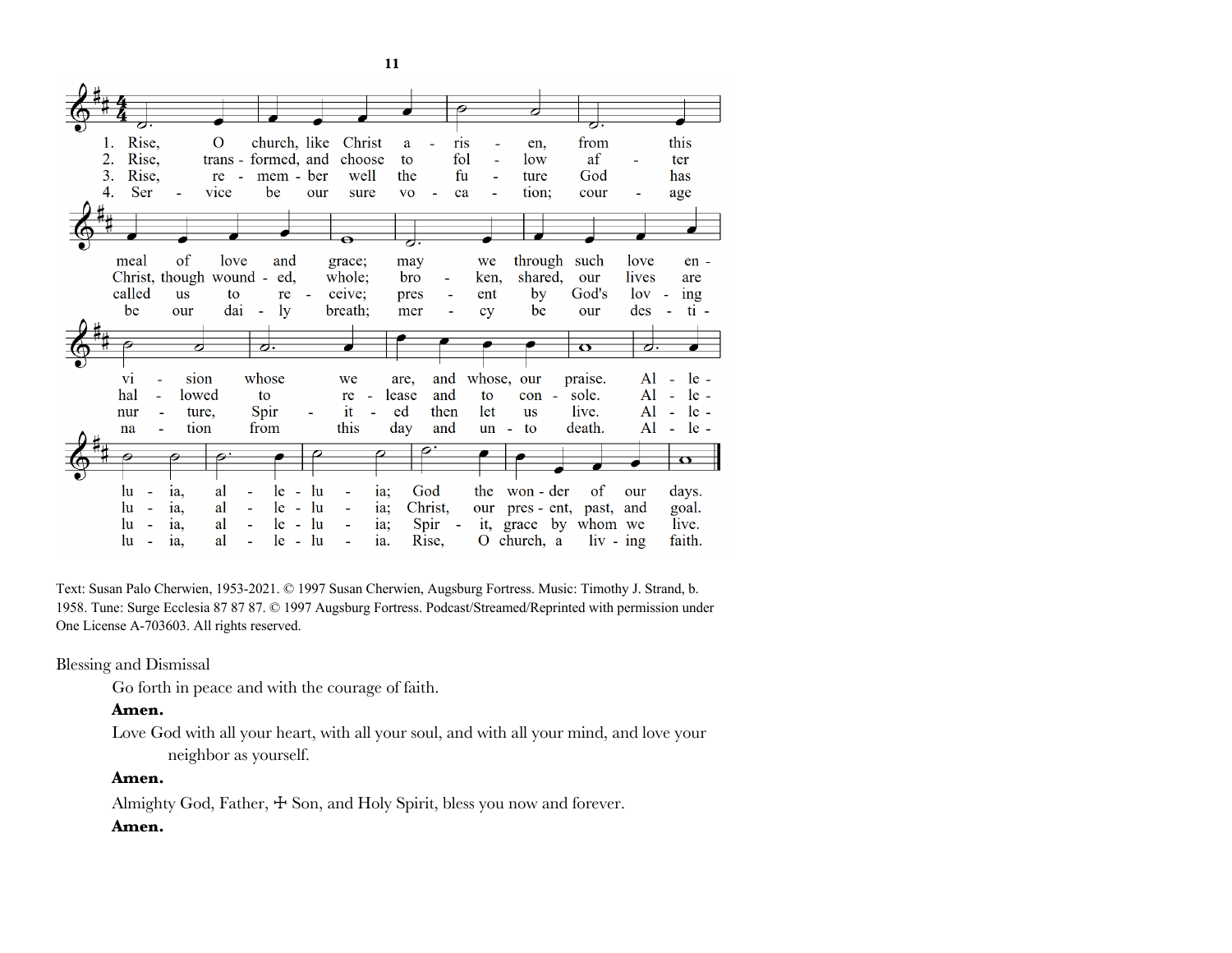1. Rise, O church, like Christ arisen, from this meal of love and grace; may we through such love envision whose we are, and whose, our praise. Alleluia, alleluia; God the wonder of our days.

2. Rise, transformed, and choose to follow after Christ, though wounded, whole; broken, shared, our lives are hallowed to release and to console. Alleluia, alleluia; Christ, our present, past, and goal.

3. Rise, remember well the future God has called us to receive; present by God's loving nurture, Spirit-ed then let us live. Alleluia, alleluia; Spirit, grace by whom we live.

4. Service be our sure vocation; courage be our daily breath; mercy be our destination from this day and unto death. Alleluia, alleluia. Rise, O church, a living faith.

Text: Susan Palo Cherwien, 1953-2021. © 1997 Susan Cherwien, Augsburg Fortress. Music: Timothy J. Strand, b. 1958. Tune: Surge Ecclesia 87 87 87. © 1997 Augsburg Fortress. Podcast/Streamed/Reprinted with permission under One License A-703603. All rights reserved.

Blessing and Dismissal

Go forth in peace and with the courage of faith.

**Amen.**

Love God with all your heart, with all your soul, and with all your mind, and love your neighbor as yourself.

**Amen.**

Almighty God, Father, ☩ Son, and Holy Spirit, bless you now and forever.

**Amen.**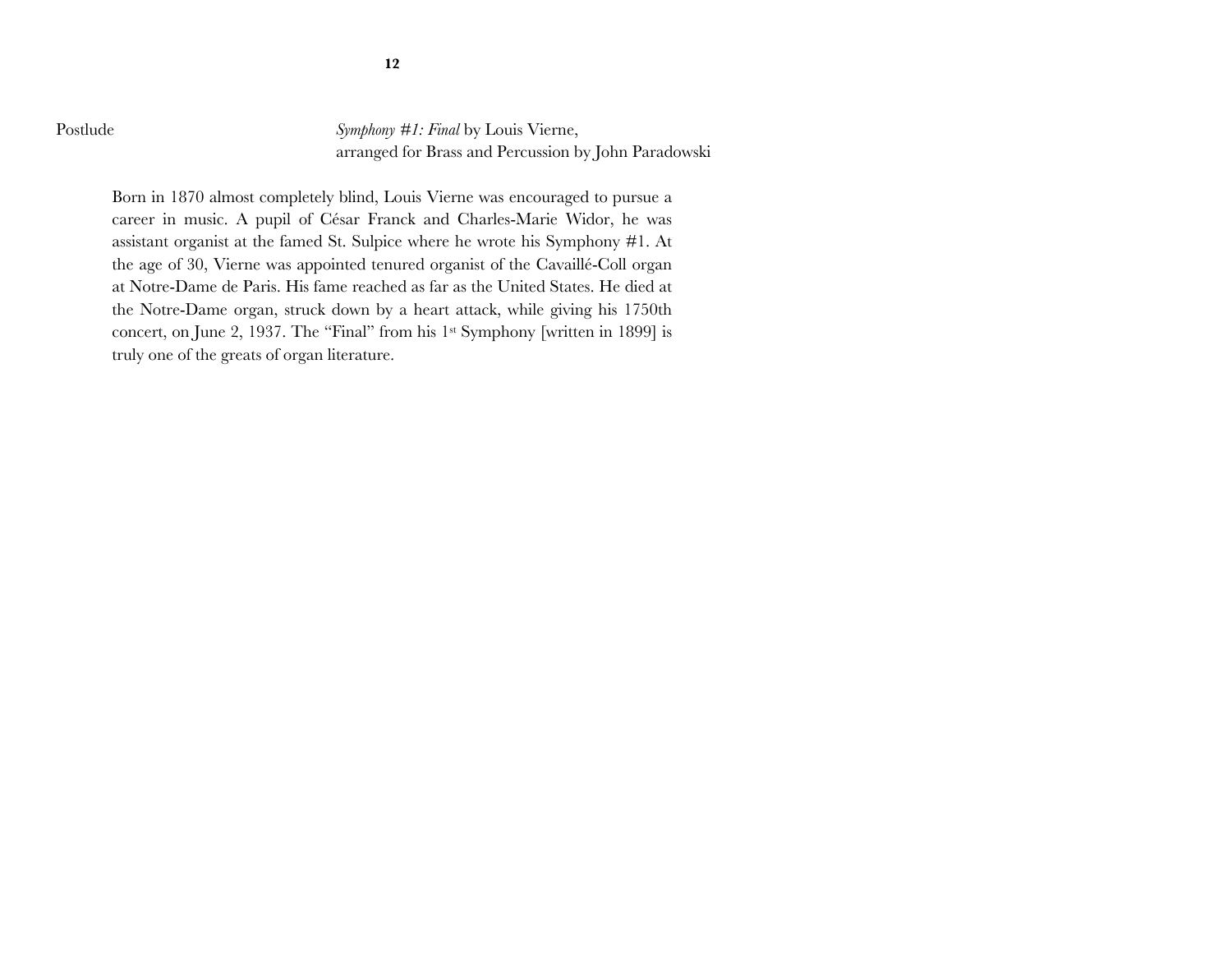Postlude *Symphony #1: Final* by Louis Vierne, arranged for Brass and Percussion by John Paradowski

Born in 1870 almost completely blind, Louis Vierne was encouraged to pursue a career in music. A pupil of César Franck and Charles-Marie Widor, he was assistant organist at the famed St. Sulpice where he wrote his Symphony #1. At the age of 30, Vierne was appointed tenured organist of the Cavaillé-Coll organ at Notre-Dame de Paris. His fame reached as far as the United States. He died at the Notre-Dame organ, struck down by a heart attack, while giving his 1750th concert, on June 2, 1937. The "Final" from his 1st Symphony [written in 1899] is truly one of the greats of organ literature.